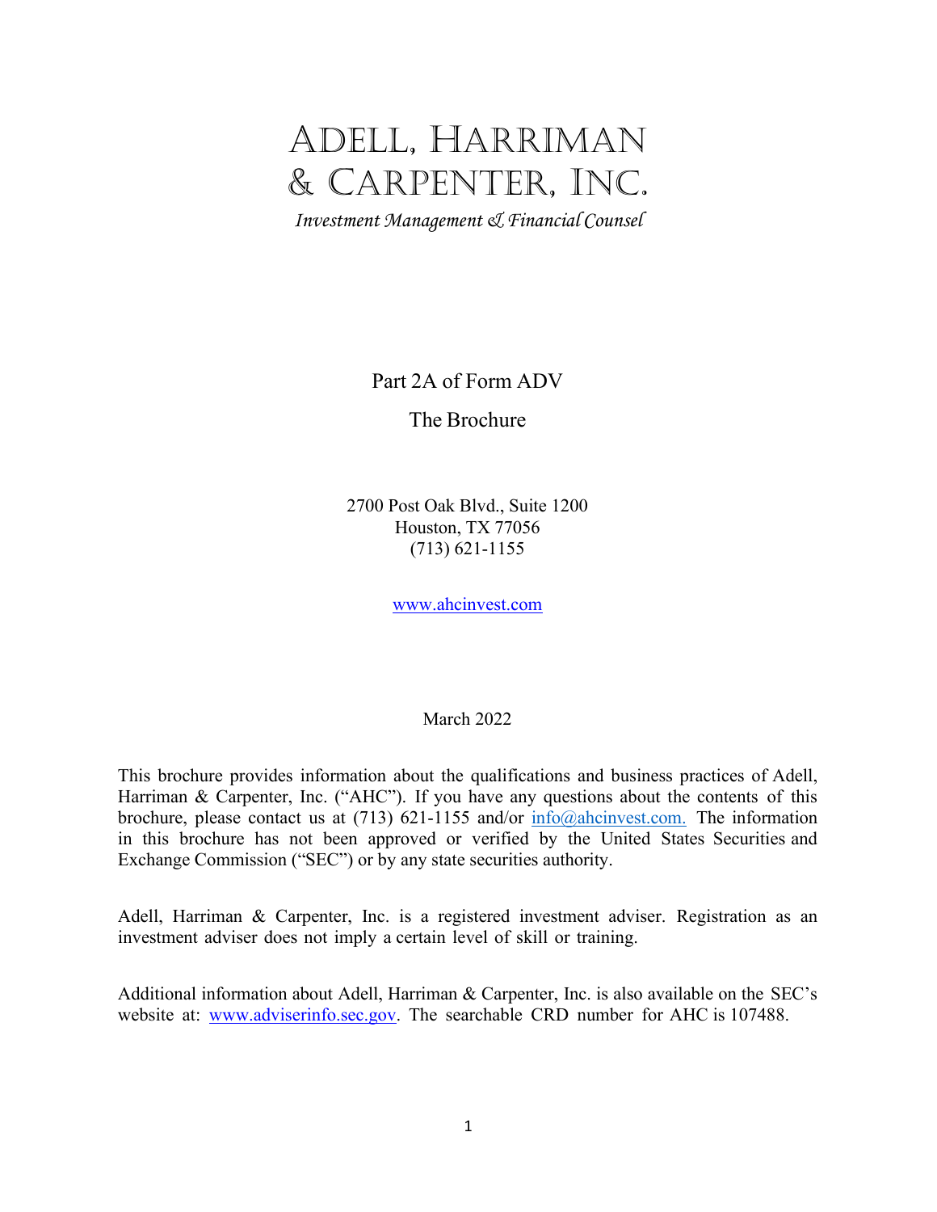# Adell, Harriman & Carpenter, Inc.

*Investment Management & Financial Counsel*

Part 2A of Form ADV

The Brochure

2700 Post Oak Blvd., Suite 1200
Houston, TX 77056
(713) 621-1155

www.ahcinvest.com

March 2022

This brochure provides information about the qualifications and business practices of Adell, Harriman & Carpenter, Inc. ("AHC"). If you have any questions about the contents of this brochure, please contact us at (713) 621-1155 and/or info@ahcinvest.com. The information in this brochure has not been approved or verified by the United States Securities and Exchange Commission ("SEC") or by any state securities authority.

Adell, Harriman & Carpenter, Inc. is a registered investment adviser. Registration as an investment adviser does not imply a certain level of skill or training.

Additional information about Adell, Harriman & Carpenter, Inc. is also available on the SEC's website at: www.adviserinfo.sec.gov. The searchable CRD number for AHC is 107488.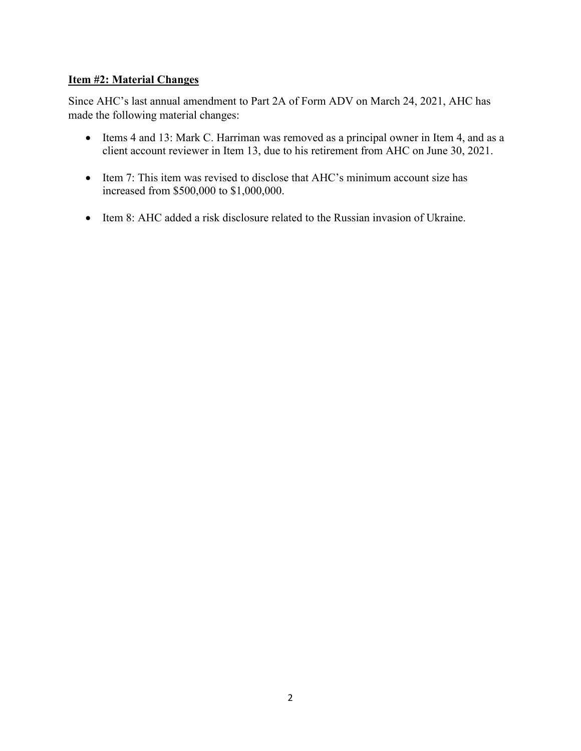## Item #2: Material Changes

Since AHC's last annual amendment to Part 2A of Form ADV on March 24, 2021, AHC has made the following material changes:

- Items 4 and 13: Mark C. Harriman was removed as a principal owner in Item 4, and as a client account reviewer in Item 13, due to his retirement from AHC on June 30, 2021.
- Item 7: This item was revised to disclose that AHC's minimum account size has increased from $500,000 to $1,000,000.
- Item 8: AHC added a risk disclosure related to the Russian invasion of Ukraine.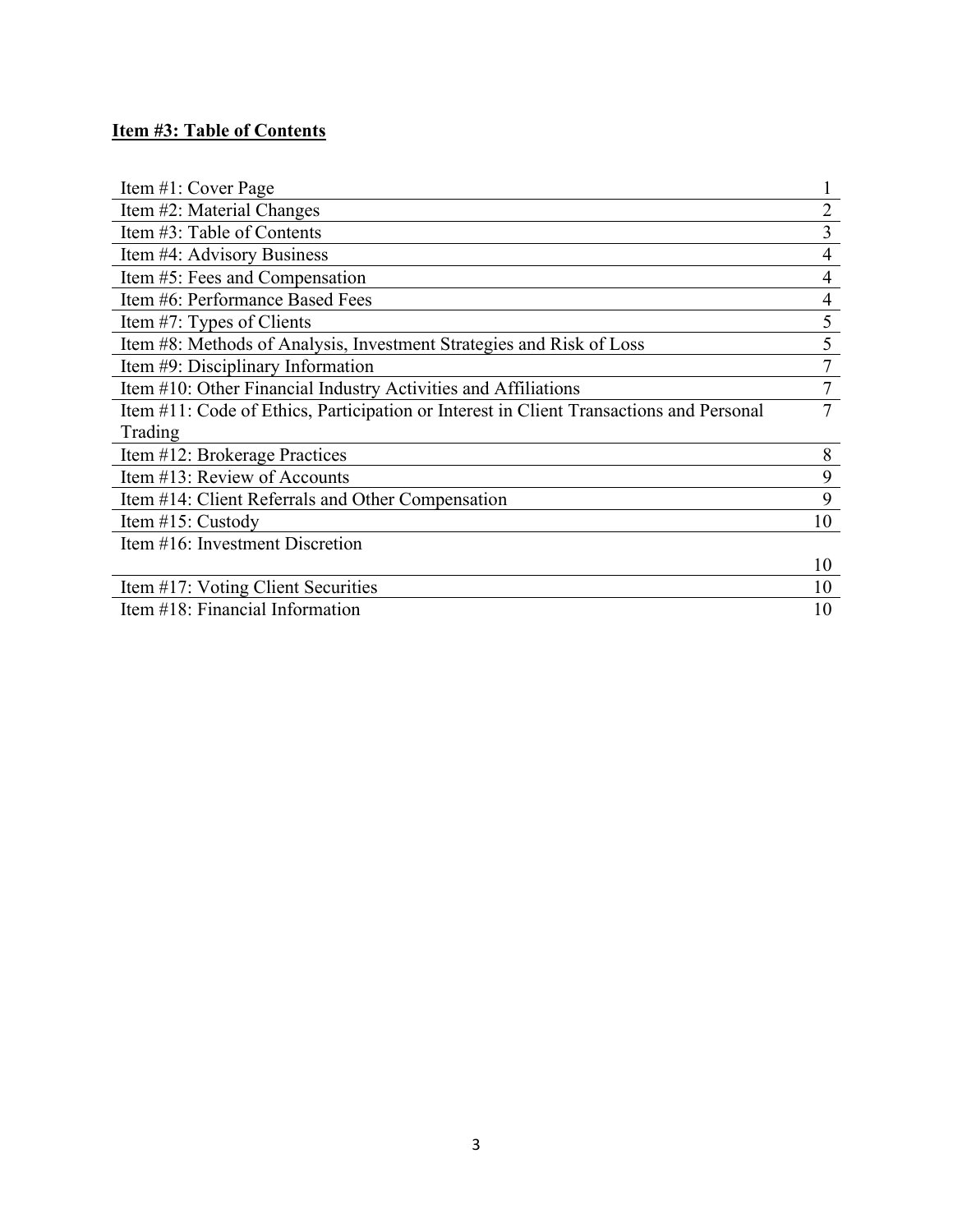**Item #3: Table of Contents**

| | |
|---|---|
| Item #1: Cover Page | 1 |
| Item #2: Material Changes | 2 |
| Item #3: Table of Contents | 3 |
| Item #4: Advisory Business | 4 |
| Item #5: Fees and Compensation | 4 |
| Item #6: Performance Based Fees | 4 |
| Item #7: Types of Clients | 5 |
| Item #8: Methods of Analysis, Investment Strategies and Risk of Loss | 5 |
| Item #9: Disciplinary Information | 7 |
| Item #10: Other Financial Industry Activities and Affiliations | 7 |
| Item #11: Code of Ethics, Participation or Interest in Client Transactions and Personal Trading | 7 |
| Item #12: Brokerage Practices | 8 |
| Item #13: Review of Accounts | 9 |
| Item #14: Client Referrals and Other Compensation | 9 |
| Item #15: Custody | 10 |
| Item #16: Investment Discretion | 10 |
| Item #17: Voting Client Securities | 10 |
| Item #18: Financial Information | 10 |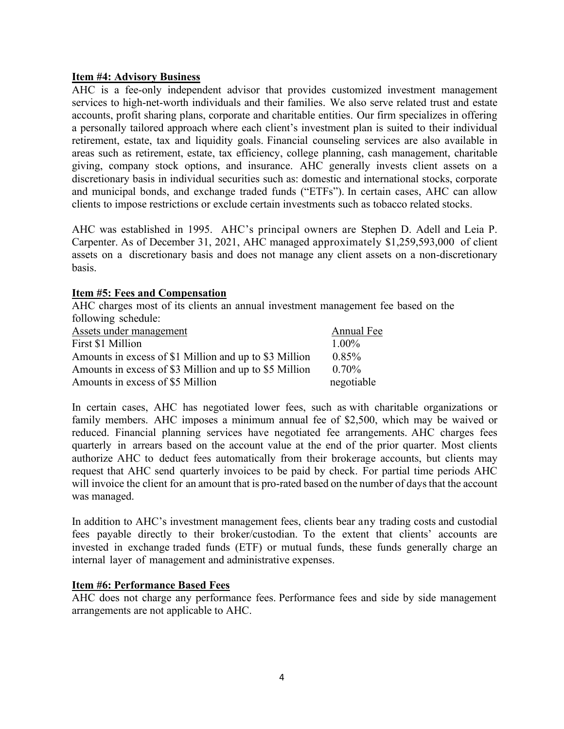## Item #4: Advisory Business

AHC is a fee-only independent advisor that provides customized investment management services to high-net-worth individuals and their families. We also serve related trust and estate accounts, profit sharing plans, corporate and charitable entities. Our firm specializes in offering a personally tailored approach where each client's investment plan is suited to their individual retirement, estate, tax and liquidity goals. Financial counseling services are also available in areas such as retirement, estate, tax efficiency, college planning, cash management, charitable giving, company stock options, and insurance. AHC generally invests client assets on a discretionary basis in individual securities such as: domestic and international stocks, corporate and municipal bonds, and exchange traded funds ("ETFs"). In certain cases, AHC can allow clients to impose restrictions or exclude certain investments such as tobacco related stocks.

AHC was established in 1995. AHC's principal owners are Stephen D. Adell and Leia P. Carpenter. As of December 31, 2021, AHC managed approximately $1,259,593,000 of client assets on a discretionary basis and does not manage any client assets on a non-discretionary basis.

## Item #5: Fees and Compensation

AHC charges most of its clients an annual investment management fee based on the following schedule:

| Assets under management | Annual Fee |
|---|---|
| First $1 Million | 1.00% |
| Amounts in excess of $1 Million and up to $3 Million | 0.85% |
| Amounts in excess of $3 Million and up to $5 Million | 0.70% |
| Amounts in excess of $5 Million | negotiable |

In certain cases, AHC has negotiated lower fees, such as with charitable organizations or family members. AHC imposes a minimum annual fee of $2,500, which may be waived or reduced. Financial planning services have negotiated fee arrangements. AHC charges fees quarterly in arrears based on the account value at the end of the prior quarter. Most clients authorize AHC to deduct fees automatically from their brokerage accounts, but clients may request that AHC send quarterly invoices to be paid by check. For partial time periods AHC will invoice the client for an amount that is pro-rated based on the number of days that the account was managed.

In addition to AHC's investment management fees, clients bear any trading costs and custodial fees payable directly to their broker/custodian. To the extent that clients' accounts are invested in exchange traded funds (ETF) or mutual funds, these funds generally charge an internal layer of management and administrative expenses.

## Item #6: Performance Based Fees

AHC does not charge any performance fees. Performance fees and side by side management arrangements are not applicable to AHC.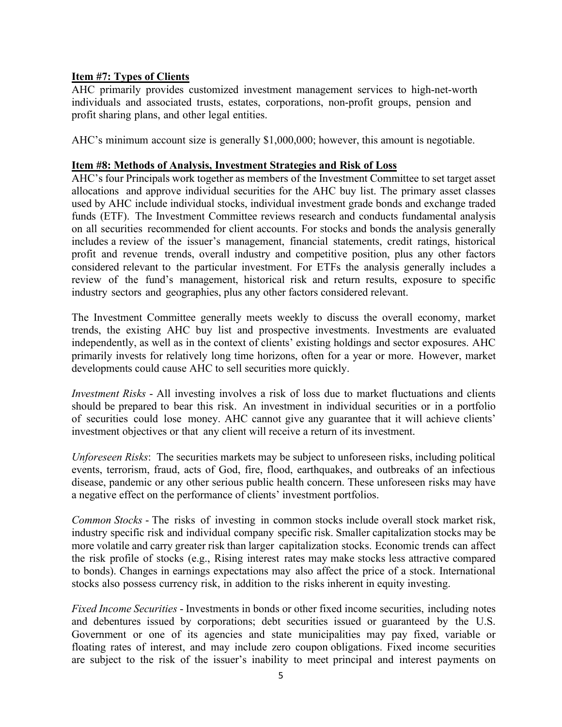**Item #7: Types of Clients**

AHC primarily provides customized investment management services to high-net-worth individuals and associated trusts, estates, corporations, non-profit groups, pension and profit sharing plans, and other legal entities.

AHC's minimum account size is generally $1,000,000; however, this amount is negotiable.

**Item #8: Methods of Analysis, Investment Strategies and Risk of Loss**

AHC's four Principals work together as members of the Investment Committee to set target asset allocations and approve individual securities for the AHC buy list. The primary asset classes used by AHC include individual stocks, individual investment grade bonds and exchange traded funds (ETF). The Investment Committee reviews research and conducts fundamental analysis on all securities recommended for client accounts. For stocks and bonds the analysis generally includes a review of the issuer's management, financial statements, credit ratings, historical profit and revenue trends, overall industry and competitive position, plus any other factors considered relevant to the particular investment. For ETFs the analysis generally includes a review of the fund's management, historical risk and return results, exposure to specific industry sectors and geographies, plus any other factors considered relevant.

The Investment Committee generally meets weekly to discuss the overall economy, market trends, the existing AHC buy list and prospective investments. Investments are evaluated independently, as well as in the context of clients' existing holdings and sector exposures. AHC primarily invests for relatively long time horizons, often for a year or more. However, market developments could cause AHC to sell securities more quickly.

*Investment Risks* - All investing involves a risk of loss due to market fluctuations and clients should be prepared to bear this risk. An investment in individual securities or in a portfolio of securities could lose money. AHC cannot give any guarantee that it will achieve clients' investment objectives or that any client will receive a return of its investment.

*Unforeseen Risks*: The securities markets may be subject to unforeseen risks, including political events, terrorism, fraud, acts of God, fire, flood, earthquakes, and outbreaks of an infectious disease, pandemic or any other serious public health concern. These unforeseen risks may have a negative effect on the performance of clients' investment portfolios.

*Common Stocks* - The risks of investing in common stocks include overall stock market risk, industry specific risk and individual company specific risk. Smaller capitalization stocks may be more volatile and carry greater risk than larger capitalization stocks. Economic trends can affect the risk profile of stocks (e.g., Rising interest rates may make stocks less attractive compared to bonds). Changes in earnings expectations may also affect the price of a stock. International stocks also possess currency risk, in addition to the risks inherent in equity investing.

*Fixed Income Securities* - Investments in bonds or other fixed income securities, including notes and debentures issued by corporations; debt securities issued or guaranteed by the U.S. Government or one of its agencies and state municipalities may pay fixed, variable or floating rates of interest, and may include zero coupon obligations. Fixed income securities are subject to the risk of the issuer's inability to meet principal and interest payments on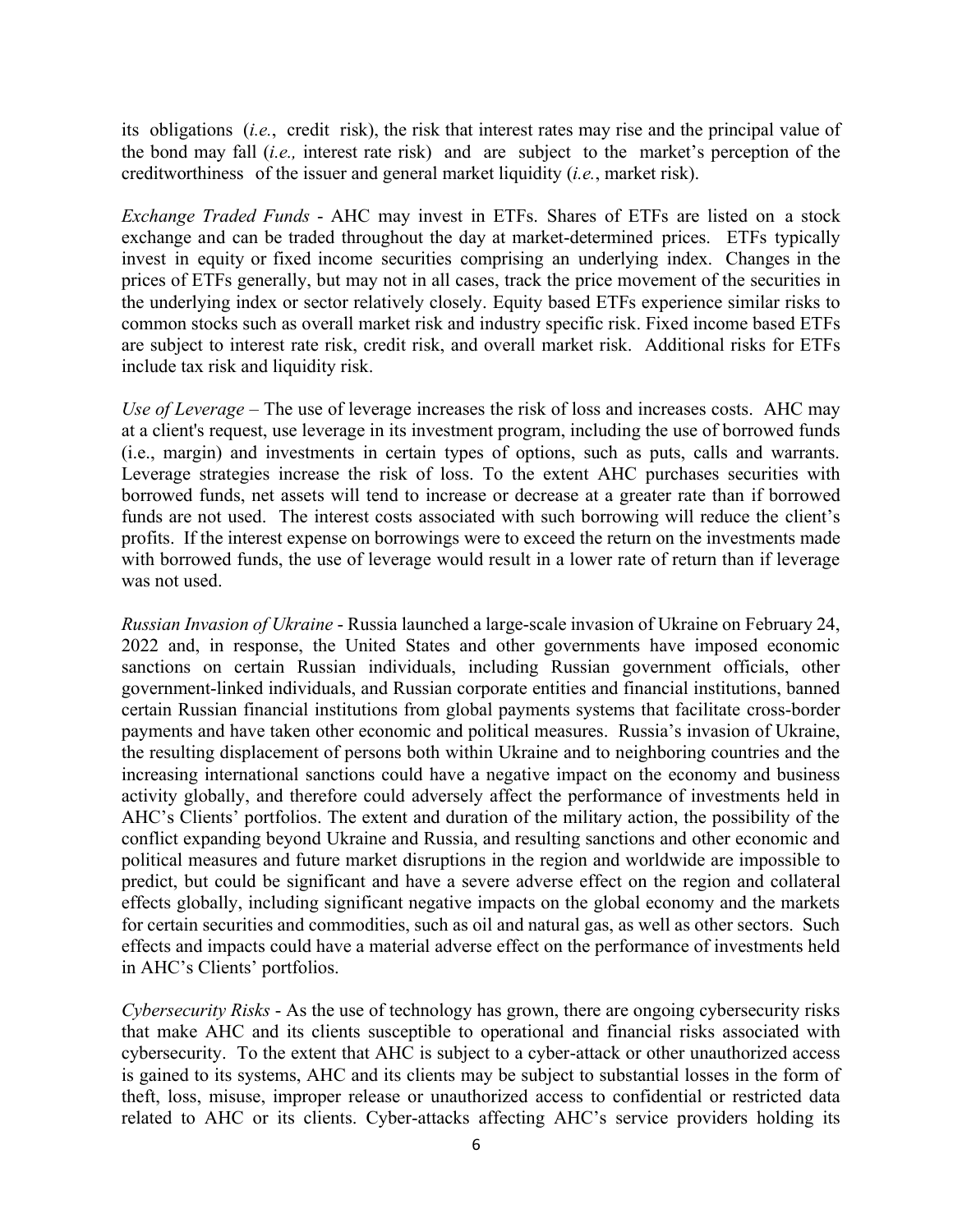its obligations (*i.e.*, credit risk), the risk that interest rates may rise and the principal value of the bond may fall (*i.e.,* interest rate risk) and are subject to the market's perception of the creditworthiness of the issuer and general market liquidity (*i.e.*, market risk).

*Exchange Traded Funds* - AHC may invest in ETFs. Shares of ETFs are listed on a stock exchange and can be traded throughout the day at market-determined prices. ETFs typically invest in equity or fixed income securities comprising an underlying index. Changes in the prices of ETFs generally, but may not in all cases, track the price movement of the securities in the underlying index or sector relatively closely. Equity based ETFs experience similar risks to common stocks such as overall market risk and industry specific risk. Fixed income based ETFs are subject to interest rate risk, credit risk, and overall market risk. Additional risks for ETFs include tax risk and liquidity risk.

*Use of Leverage* – The use of leverage increases the risk of loss and increases costs. AHC may at a client's request, use leverage in its investment program, including the use of borrowed funds (i.e., margin) and investments in certain types of options, such as puts, calls and warrants. Leverage strategies increase the risk of loss. To the extent AHC purchases securities with borrowed funds, net assets will tend to increase or decrease at a greater rate than if borrowed funds are not used. The interest costs associated with such borrowing will reduce the client's profits. If the interest expense on borrowings were to exceed the return on the investments made with borrowed funds, the use of leverage would result in a lower rate of return than if leverage was not used.

*Russian Invasion of Ukraine* - Russia launched a large-scale invasion of Ukraine on February 24, 2022 and, in response, the United States and other governments have imposed economic sanctions on certain Russian individuals, including Russian government officials, other government-linked individuals, and Russian corporate entities and financial institutions, banned certain Russian financial institutions from global payments systems that facilitate cross-border payments and have taken other economic and political measures. Russia's invasion of Ukraine, the resulting displacement of persons both within Ukraine and to neighboring countries and the increasing international sanctions could have a negative impact on the economy and business activity globally, and therefore could adversely affect the performance of investments held in AHC's Clients' portfolios. The extent and duration of the military action, the possibility of the conflict expanding beyond Ukraine and Russia, and resulting sanctions and other economic and political measures and future market disruptions in the region and worldwide are impossible to predict, but could be significant and have a severe adverse effect on the region and collateral effects globally, including significant negative impacts on the global economy and the markets for certain securities and commodities, such as oil and natural gas, as well as other sectors. Such effects and impacts could have a material adverse effect on the performance of investments held in AHC's Clients' portfolios.

*Cybersecurity Risks* - As the use of technology has grown, there are ongoing cybersecurity risks that make AHC and its clients susceptible to operational and financial risks associated with cybersecurity. To the extent that AHC is subject to a cyber-attack or other unauthorized access is gained to its systems, AHC and its clients may be subject to substantial losses in the form of theft, loss, misuse, improper release or unauthorized access to confidential or restricted data related to AHC or its clients. Cyber-attacks affecting AHC's service providers holding its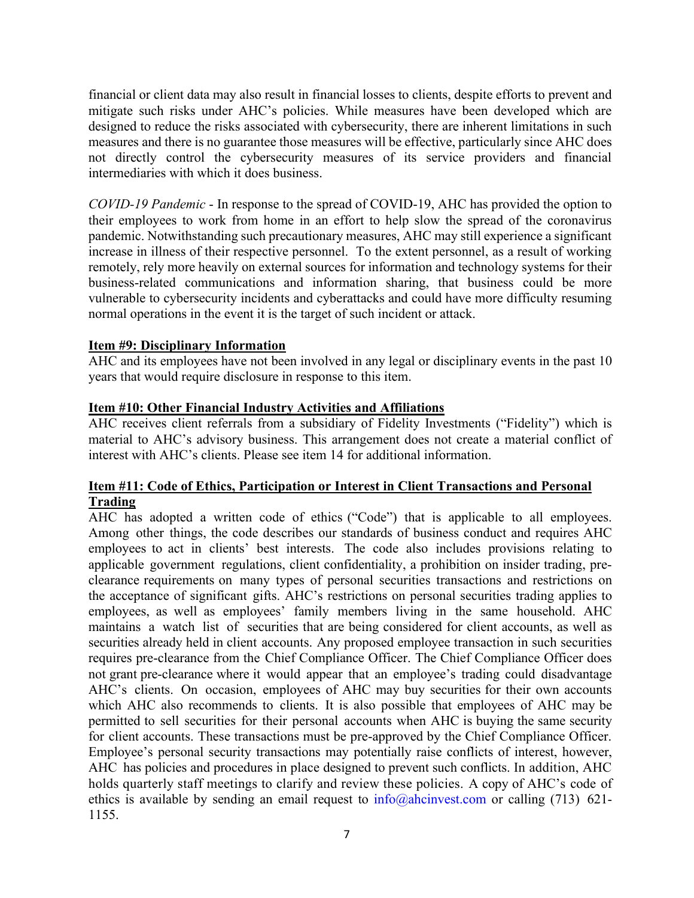financial or client data may also result in financial losses to clients, despite efforts to prevent and mitigate such risks under AHC's policies. While measures have been developed which are designed to reduce the risks associated with cybersecurity, there are inherent limitations in such measures and there is no guarantee those measures will be effective, particularly since AHC does not directly control the cybersecurity measures of its service providers and financial intermediaries with which it does business.

*COVID-19 Pandemic* - In response to the spread of COVID-19, AHC has provided the option to their employees to work from home in an effort to help slow the spread of the coronavirus pandemic. Notwithstanding such precautionary measures, AHC may still experience a significant increase in illness of their respective personnel. To the extent personnel, as a result of working remotely, rely more heavily on external sources for information and technology systems for their business-related communications and information sharing, that business could be more vulnerable to cybersecurity incidents and cyberattacks and could have more difficulty resuming normal operations in the event it is the target of such incident or attack.

## Item #9: Disciplinary Information

AHC and its employees have not been involved in any legal or disciplinary events in the past 10 years that would require disclosure in response to this item.

## Item #10: Other Financial Industry Activities and Affiliations

AHC receives client referrals from a subsidiary of Fidelity Investments ("Fidelity") which is material to AHC's advisory business. This arrangement does not create a material conflict of interest with AHC's clients. Please see item 14 for additional information.

## Item #11: Code of Ethics, Participation or Interest in Client Transactions and Personal Trading

AHC has adopted a written code of ethics ("Code") that is applicable to all employees. Among other things, the code describes our standards of business conduct and requires AHC employees to act in clients' best interests. The code also includes provisions relating to applicable government regulations, client confidentiality, a prohibition on insider trading, pre-clearance requirements on many types of personal securities transactions and restrictions on the acceptance of significant gifts. AHC's restrictions on personal securities trading applies to employees, as well as employees' family members living in the same household. AHC maintains a watch list of securities that are being considered for client accounts, as well as securities already held in client accounts. Any proposed employee transaction in such securities requires pre-clearance from the Chief Compliance Officer. The Chief Compliance Officer does not grant pre-clearance where it would appear that an employee's trading could disadvantage AHC's clients. On occasion, employees of AHC may buy securities for their own accounts which AHC also recommends to clients. It is also possible that employees of AHC may be permitted to sell securities for their personal accounts when AHC is buying the same security for client accounts. These transactions must be pre-approved by the Chief Compliance Officer. Employee's personal security transactions may potentially raise conflicts of interest, however, AHC has policies and procedures in place designed to prevent such conflicts. In addition, AHC holds quarterly staff meetings to clarify and review these policies. A copy of AHC's code of ethics is available by sending an email request to info@ahcinvest.com or calling (713) 621-1155.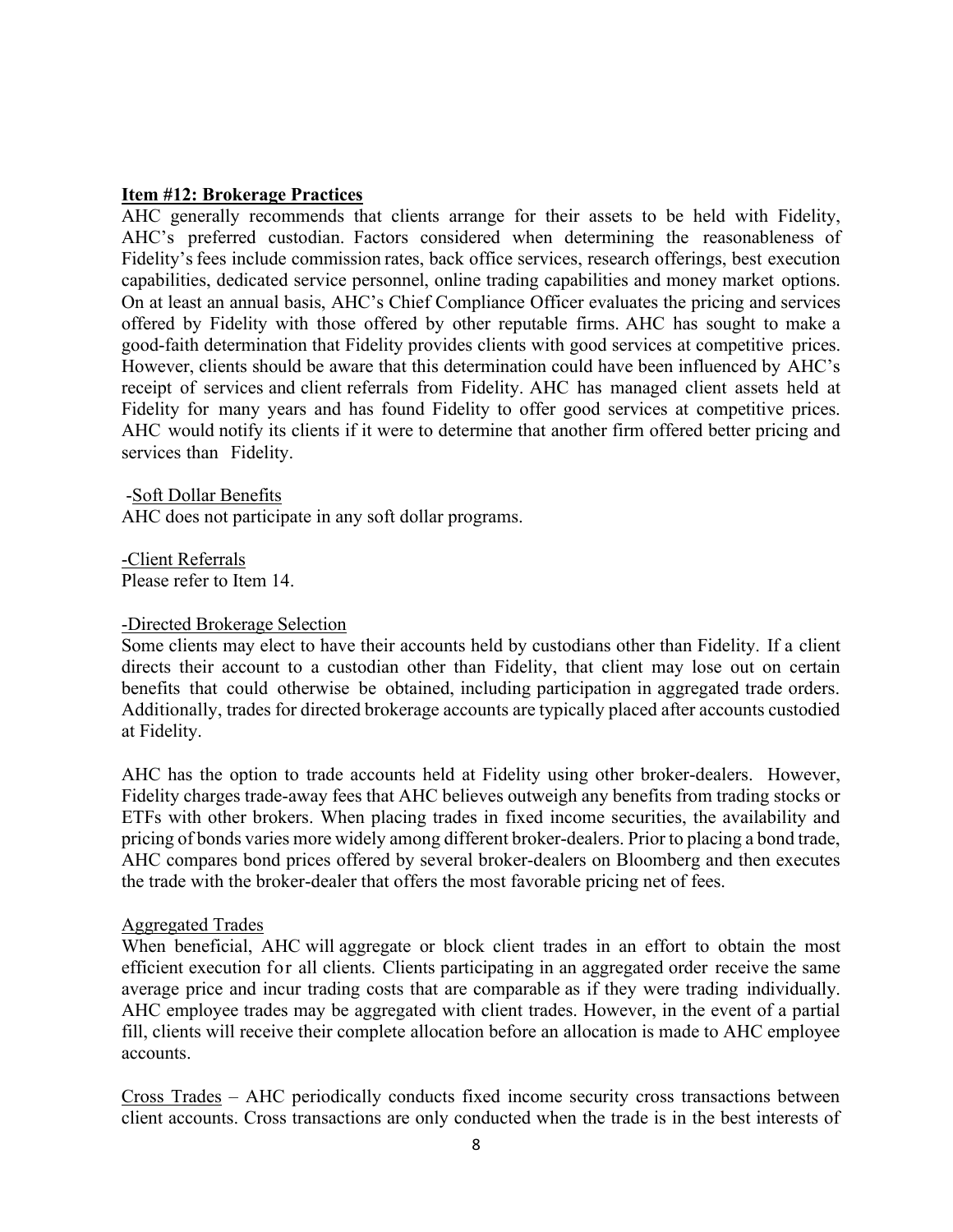## **Item #12: Brokerage Practices**

AHC generally recommends that clients arrange for their assets to be held with Fidelity, AHC's preferred custodian. Factors considered when determining the reasonableness of Fidelity's fees include commission rates, back office services, research offerings, best execution capabilities, dedicated service personnel, online trading capabilities and money market options. On at least an annual basis, AHC's Chief Compliance Officer evaluates the pricing and services offered by Fidelity with those offered by other reputable firms. AHC has sought to make a good-faith determination that Fidelity provides clients with good services at competitive prices. However, clients should be aware that this determination could have been influenced by AHC's receipt of services and client referrals from Fidelity. AHC has managed client assets held at Fidelity for many years and has found Fidelity to offer good services at competitive prices. AHC would notify its clients if it were to determine that another firm offered better pricing and services than Fidelity.

-Soft Dollar Benefits

AHC does not participate in any soft dollar programs.

-Client Referrals

Please refer to Item 14.

-Directed Brokerage Selection

Some clients may elect to have their accounts held by custodians other than Fidelity. If a client directs their account to a custodian other than Fidelity, that client may lose out on certain benefits that could otherwise be obtained, including participation in aggregated trade orders. Additionally, trades for directed brokerage accounts are typically placed after accounts custodied at Fidelity.

AHC has the option to trade accounts held at Fidelity using other broker-dealers. However, Fidelity charges trade-away fees that AHC believes outweigh any benefits from trading stocks or ETFs with other brokers. When placing trades in fixed income securities, the availability and pricing of bonds varies more widely among different broker-dealers. Prior to placing a bond trade, AHC compares bond prices offered by several broker-dealers on Bloomberg and then executes the trade with the broker-dealer that offers the most favorable pricing net of fees.

Aggregated Trades

When beneficial, AHC will aggregate or block client trades in an effort to obtain the most efficient execution for all clients. Clients participating in an aggregated order receive the same average price and incur trading costs that are comparable as if they were trading individually. AHC employee trades may be aggregated with client trades. However, in the event of a partial fill, clients will receive their complete allocation before an allocation is made to AHC employee accounts.

Cross Trades – AHC periodically conducts fixed income security cross transactions between client accounts. Cross transactions are only conducted when the trade is in the best interests of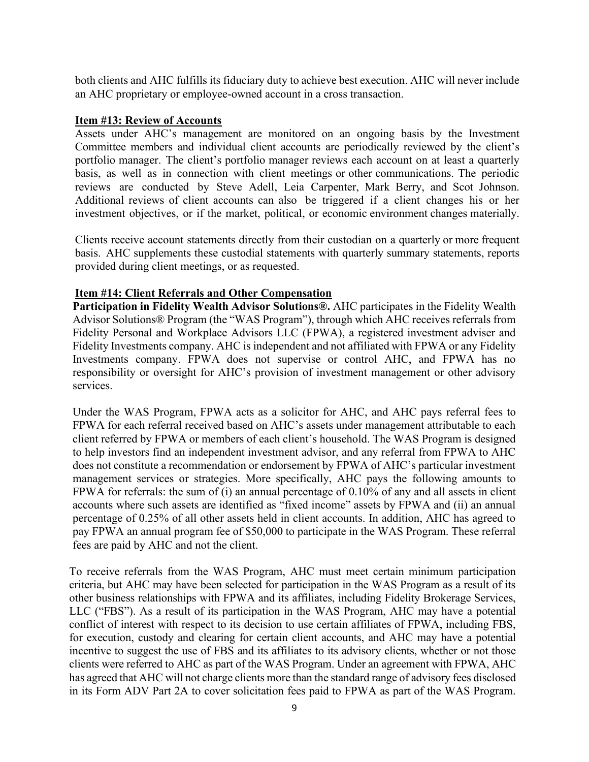both clients and AHC fulfills its fiduciary duty to achieve best execution. AHC will never include an AHC proprietary or employee-owned account in a cross transaction.

### Item #13: Review of Accounts

Assets under AHC's management are monitored on an ongoing basis by the Investment Committee members and individual client accounts are periodically reviewed by the client's portfolio manager. The client's portfolio manager reviews each account on at least a quarterly basis, as well as in connection with client meetings or other communications. The periodic reviews are conducted by Steve Adell, Leia Carpenter, Mark Berry, and Scot Johnson. Additional reviews of client accounts can also be triggered if a client changes his or her investment objectives, or if the market, political, or economic environment changes materially.

Clients receive account statements directly from their custodian on a quarterly or more frequent basis. AHC supplements these custodial statements with quarterly summary statements, reports provided during client meetings, or as requested.

### Item #14: Client Referrals and Other Compensation

**Participation in Fidelity Wealth Advisor Solutions®.** AHC participates in the Fidelity Wealth Advisor Solutions® Program (the "WAS Program"), through which AHC receives referrals from Fidelity Personal and Workplace Advisors LLC (FPWA), a registered investment adviser and Fidelity Investments company. AHC is independent and not affiliated with FPWA or any Fidelity Investments company. FPWA does not supervise or control AHC, and FPWA has no responsibility or oversight for AHC's provision of investment management or other advisory services.

Under the WAS Program, FPWA acts as a solicitor for AHC, and AHC pays referral fees to FPWA for each referral received based on AHC's assets under management attributable to each client referred by FPWA or members of each client's household. The WAS Program is designed to help investors find an independent investment advisor, and any referral from FPWA to AHC does not constitute a recommendation or endorsement by FPWA of AHC's particular investment management services or strategies. More specifically, AHC pays the following amounts to FPWA for referrals: the sum of (i) an annual percentage of 0.10% of any and all assets in client accounts where such assets are identified as "fixed income" assets by FPWA and (ii) an annual percentage of 0.25% of all other assets held in client accounts. In addition, AHC has agreed to pay FPWA an annual program fee of $50,000 to participate in the WAS Program. These referral fees are paid by AHC and not the client.

To receive referrals from the WAS Program, AHC must meet certain minimum participation criteria, but AHC may have been selected for participation in the WAS Program as a result of its other business relationships with FPWA and its affiliates, including Fidelity Brokerage Services, LLC ("FBS"). As a result of its participation in the WAS Program, AHC may have a potential conflict of interest with respect to its decision to use certain affiliates of FPWA, including FBS, for execution, custody and clearing for certain client accounts, and AHC may have a potential incentive to suggest the use of FBS and its affiliates to its advisory clients, whether or not those clients were referred to AHC as part of the WAS Program. Under an agreement with FPWA, AHC has agreed that AHC will not charge clients more than the standard range of advisory fees disclosed in its Form ADV Part 2A to cover solicitation fees paid to FPWA as part of the WAS Program.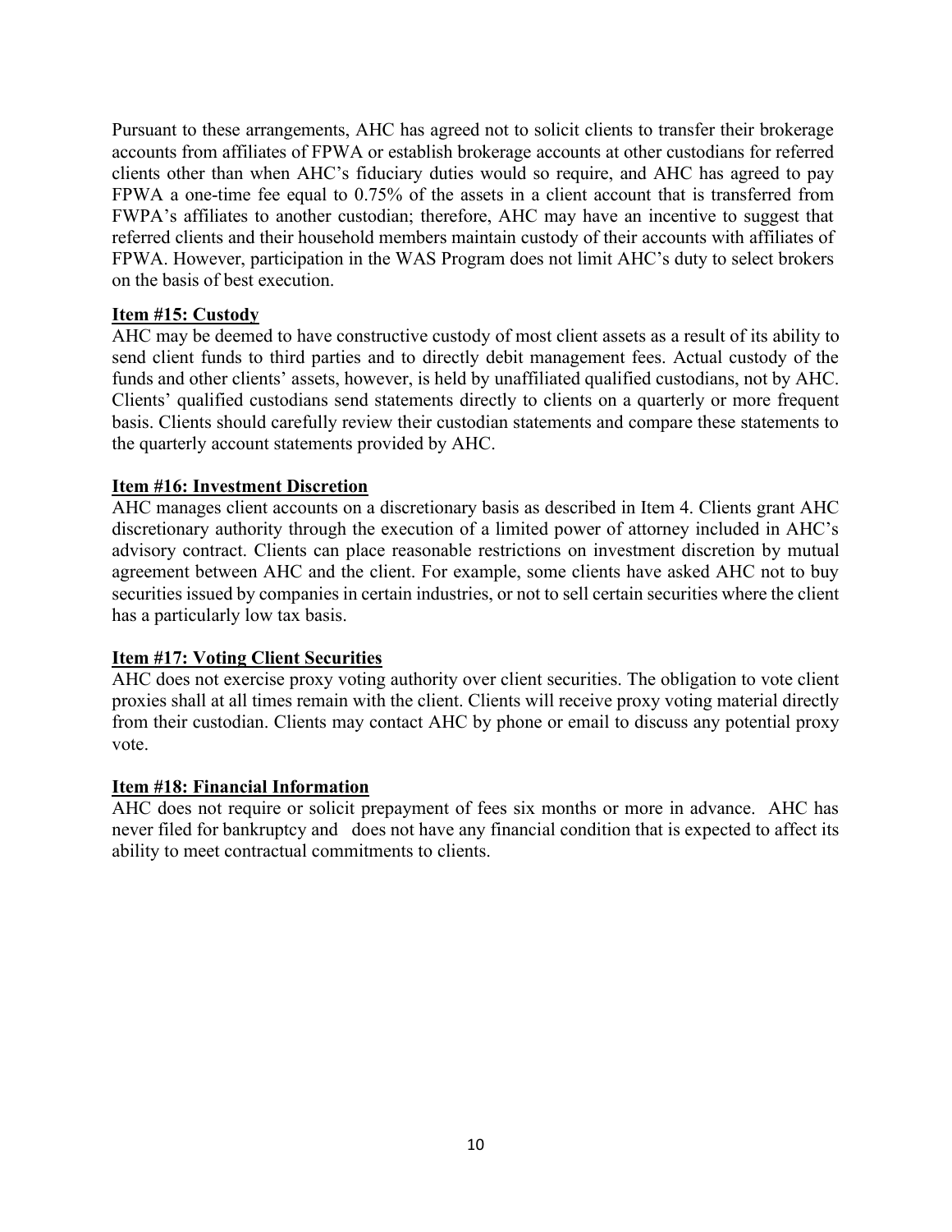Pursuant to these arrangements, AHC has agreed not to solicit clients to transfer their brokerage accounts from affiliates of FPWA or establish brokerage accounts at other custodians for referred clients other than when AHC's fiduciary duties would so require, and AHC has agreed to pay FPWA a one-time fee equal to 0.75% of the assets in a client account that is transferred from FWPA's affiliates to another custodian; therefore, AHC may have an incentive to suggest that referred clients and their household members maintain custody of their accounts with affiliates of FPWA. However, participation in the WAS Program does not limit AHC's duty to select brokers on the basis of best execution.

**Item #15: Custody**

AHC may be deemed to have constructive custody of most client assets as a result of its ability to send client funds to third parties and to directly debit management fees. Actual custody of the funds and other clients' assets, however, is held by unaffiliated qualified custodians, not by AHC. Clients' qualified custodians send statements directly to clients on a quarterly or more frequent basis. Clients should carefully review their custodian statements and compare these statements to the quarterly account statements provided by AHC.

**Item #16: Investment Discretion**

AHC manages client accounts on a discretionary basis as described in Item 4. Clients grant AHC discretionary authority through the execution of a limited power of attorney included in AHC's advisory contract. Clients can place reasonable restrictions on investment discretion by mutual agreement between AHC and the client. For example, some clients have asked AHC not to buy securities issued by companies in certain industries, or not to sell certain securities where the client has a particularly low tax basis.

**Item #17: Voting Client Securities**

AHC does not exercise proxy voting authority over client securities. The obligation to vote client proxies shall at all times remain with the client. Clients will receive proxy voting material directly from their custodian. Clients may contact AHC by phone or email to discuss any potential proxy vote.

**Item #18: Financial Information**

AHC does not require or solicit prepayment of fees six months or more in advance. AHC has never filed for bankruptcy and does not have any financial condition that is expected to affect its ability to meet contractual commitments to clients.